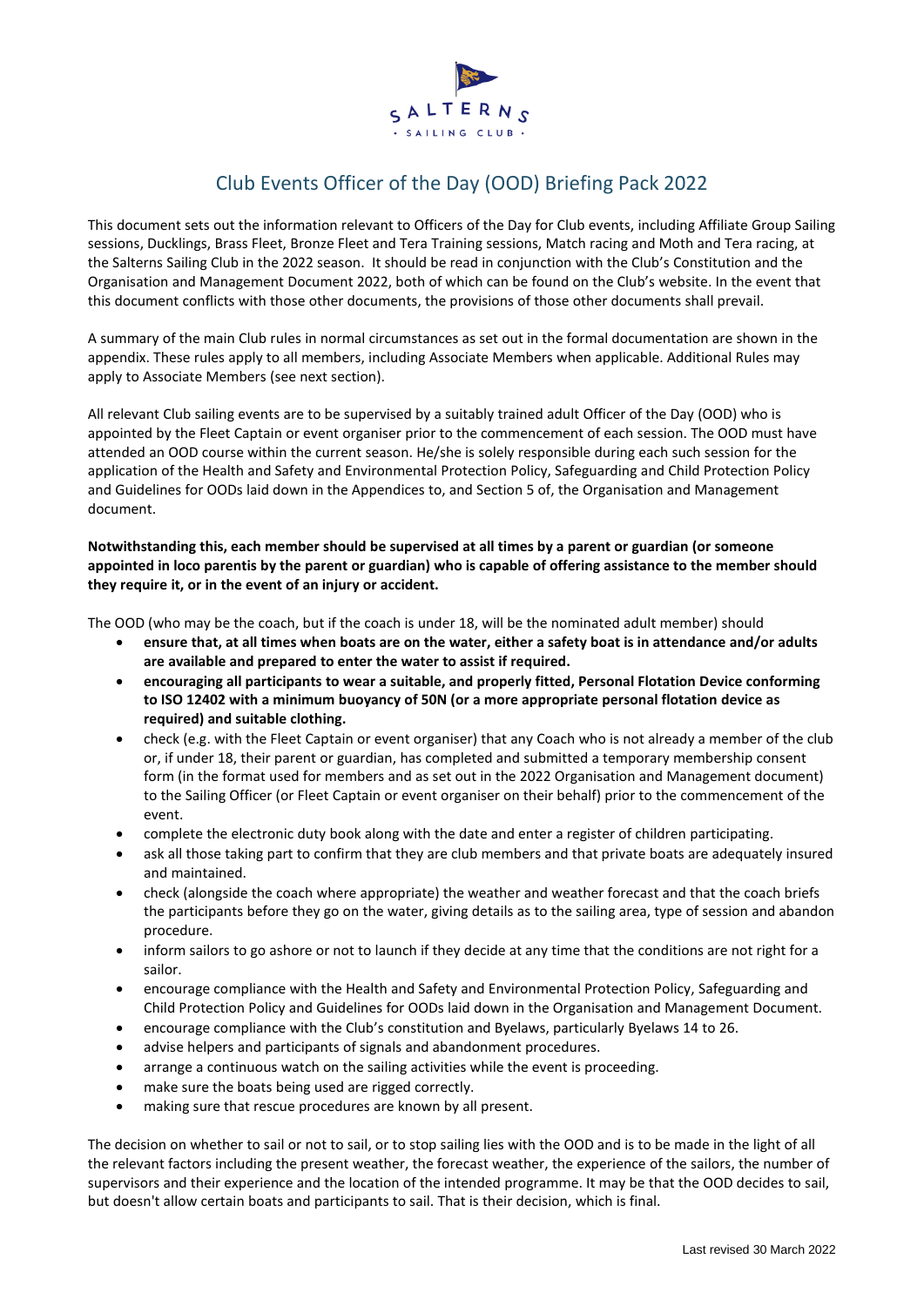SALTERNS SAILING CLUB

# Club Events Officer of the Day (OOD) Briefing Pack 2022

This document sets out the information relevant to Officers of the Day for Club events, including Affiliate Group Sailing sessions, Ducklings, Brass Fleet, Bronze Fleet and Tera Training sessions, Match racing and Moth and Tera racing, at the Salterns Sailing Club in the 2022 season. It should be read in conjunction with the Club's Constitution and the Organisation and Management Document 2022, both of which can be found on the Club's website. In the event that this document conflicts with those other documents, the provisions of those other documents shall prevail.

A summary of the main Club rules in normal circumstances as set out in the formal documentation are shown in the appendix. These rules apply to all members, including Associate Members when applicable. Additional Rules may apply to Associate Members (see next section).

All relevant Club sailing events are to be supervised by a suitably trained adult Officer of the Day (OOD) who is appointed by the Fleet Captain or event organiser prior to the commencement of each session. The OOD must have attended an OOD course within the current season. He/she is solely responsible during each such session for the application of the Health and Safety and Environmental Protection Policy, Safeguarding and Child Protection Policy and Guidelines for OODs laid down in the Appendices to, and Section 5 of, the Organisation and Management document.

**Notwithstanding this, each member should be supervised at all times by a parent or guardian (or someone appointed in loco parentis by the parent or guardian) who is capable of offering assistance to the member should they require it, or in the event of an injury or accident.**

The OOD (who may be the coach, but if the coach is under 18, will be the nominated adult member) should

- **ensure that, at all times when boats are on the water, either a safety boat is in attendance and/or adults are available and prepared to enter the water to assist if required.**
- **encouraging all participants to wear a suitable, and properly fitted, Personal Flotation Device conforming to ISO 12402 with a minimum buoyancy of 50N (or a more appropriate personal flotation device as required) and suitable clothing.**
- check (e.g. with the Fleet Captain or event organiser) that any Coach who is not already a member of the club or, if under 18, their parent or guardian, has completed and submitted a temporary membership consent form (in the format used for members and as set out in the 2022 Organisation and Management document) to the Sailing Officer (or Fleet Captain or event organiser on their behalf) prior to the commencement of the event.
- complete the electronic duty book along with the date and enter a register of children participating.
- ask all those taking part to confirm that they are club members and that private boats are adequately insured and maintained.
- check (alongside the coach where appropriate) the weather and weather forecast and that the coach briefs the participants before they go on the water, giving details as to the sailing area, type of session and abandon procedure.
- inform sailors to go ashore or not to launch if they decide at any time that the conditions are not right for a sailor.
- encourage compliance with the Health and Safety and Environmental Protection Policy, Safeguarding and Child Protection Policy and Guidelines for OODs laid down in the Organisation and Management Document.
- encourage compliance with the Club's constitution and Byelaws, particularly Byelaws 14 to 26.
- advise helpers and participants of signals and abandonment procedures.
- arrange a continuous watch on the sailing activities while the event is proceeding.
- make sure the boats being used are rigged correctly.
- making sure that rescue procedures are known by all present.

The decision on whether to sail or not to sail, or to stop sailing lies with the OOD and is to be made in the light of all the relevant factors including the present weather, the forecast weather, the experience of the sailors, the number of supervisors and their experience and the location of the intended programme. It may be that the OOD decides to sail, but doesn't allow certain boats and participants to sail. That is their decision, which is final.

Last revised 30 March 2022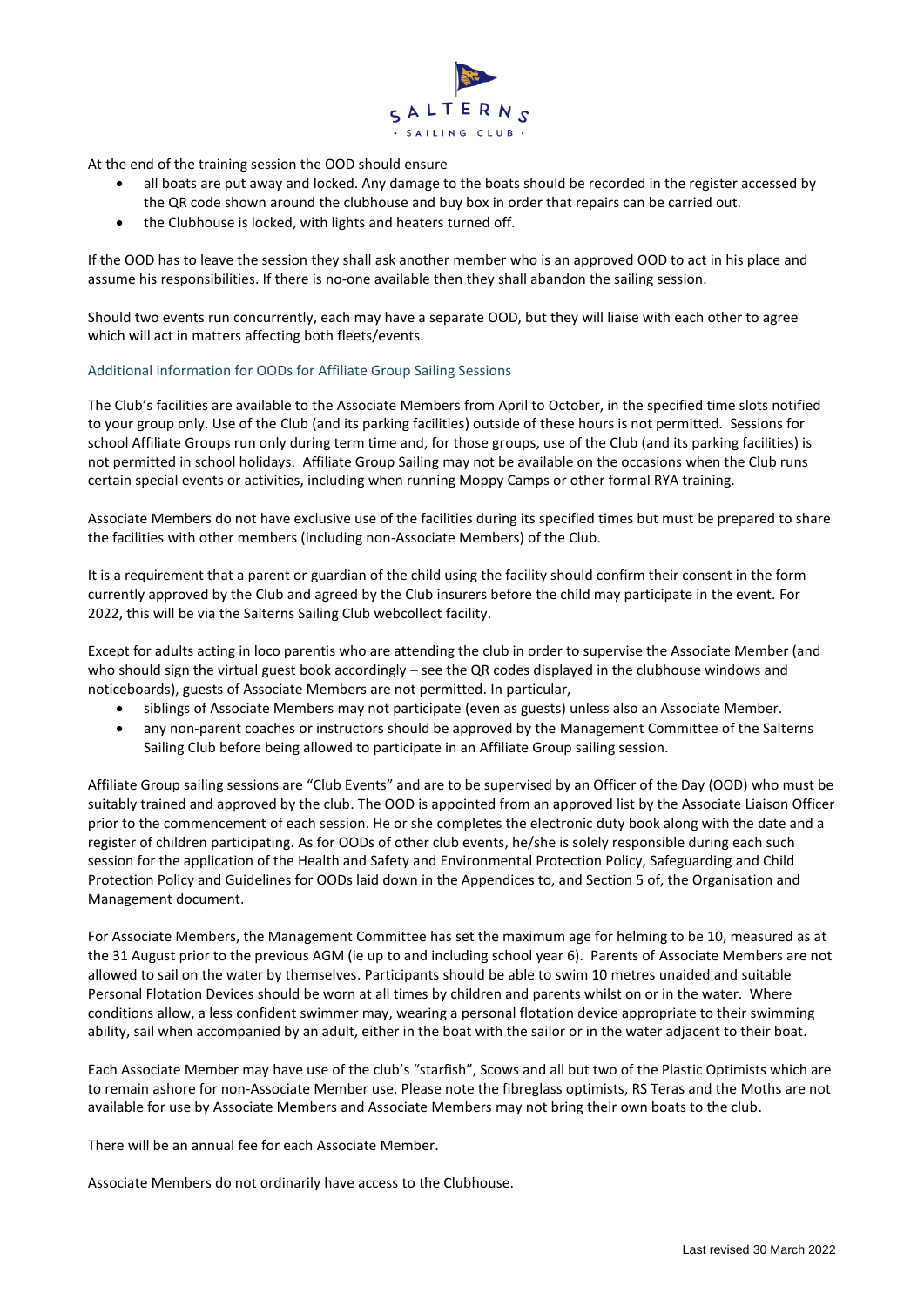At the end of the training session the OOD should ensure

- all boats are put away and locked. Any damage to the boats should be recorded in the register accessed by the QR code shown around the clubhouse and buy box in order that repairs can be carried out.
- the Clubhouse is locked, with lights and heaters turned off.

If the OOD has to leave the session they shall ask another member who is an approved OOD to act in his place and assume his responsibilities. If there is no-one available then they shall abandon the sailing session.

Should two events run concurrently, each may have a separate OOD, but they will liaise with each other to agree which will act in matters affecting both fleets/events.

### Additional information for OODs for Affiliate Group Sailing Sessions

The Club's facilities are available to the Associate Members from April to October, in the specified time slots notified to your group only. Use of the Club (and its parking facilities) outside of these hours is not permitted. Sessions for school Affiliate Groups run only during term time and, for those groups, use of the Club (and its parking facilities) is not permitted in school holidays. Affiliate Group Sailing may not be available on the occasions when the Club runs certain special events or activities, including when running Moppy Camps or other formal RYA training.

Associate Members do not have exclusive use of the facilities during its specified times but must be prepared to share the facilities with other members (including non-Associate Members) of the Club.

It is a requirement that a parent or guardian of the child using the facility should confirm their consent in the form currently approved by the Club and agreed by the Club insurers before the child may participate in the event. For 2022, this will be via the Salterns Sailing Club webcollect facility.

Except for adults acting in loco parentis who are attending the club in order to supervise the Associate Member (and who should sign the virtual guest book accordingly – see the QR codes displayed in the clubhouse windows and noticeboards), guests of Associate Members are not permitted. In particular,

- siblings of Associate Members may not participate (even as guests) unless also an Associate Member.
- any non-parent coaches or instructors should be approved by the Management Committee of the Salterns Sailing Club before being allowed to participate in an Affiliate Group sailing session.

Affiliate Group sailing sessions are "Club Events" and are to be supervised by an Officer of the Day (OOD) who must be suitably trained and approved by the club. The OOD is appointed from an approved list by the Associate Liaison Officer prior to the commencement of each session. He or she completes the electronic duty book along with the date and a register of children participating. As for OODs of other club events, he/she is solely responsible during each such session for the application of the Health and Safety and Environmental Protection Policy, Safeguarding and Child Protection Policy and Guidelines for OODs laid down in the Appendices to, and Section 5 of, the Organisation and Management document.

For Associate Members, the Management Committee has set the maximum age for helming to be 10, measured as at the 31 August prior to the previous AGM (ie up to and including school year 6). Parents of Associate Members are not allowed to sail on the water by themselves. Participants should be able to swim 10 metres unaided and suitable Personal Flotation Devices should be worn at all times by children and parents whilst on or in the water. Where conditions allow, a less confident swimmer may, wearing a personal flotation device appropriate to their swimming ability, sail when accompanied by an adult, either in the boat with the sailor or in the water adjacent to their boat.

Each Associate Member may have use of the club's "starfish", Scows and all but two of the Plastic Optimists which are to remain ashore for non-Associate Member use. Please note the fibreglass optimists, RS Teras and the Moths are not available for use by Associate Members and Associate Members may not bring their own boats to the club.

There will be an annual fee for each Associate Member.

Associate Members do not ordinarily have access to the Clubhouse.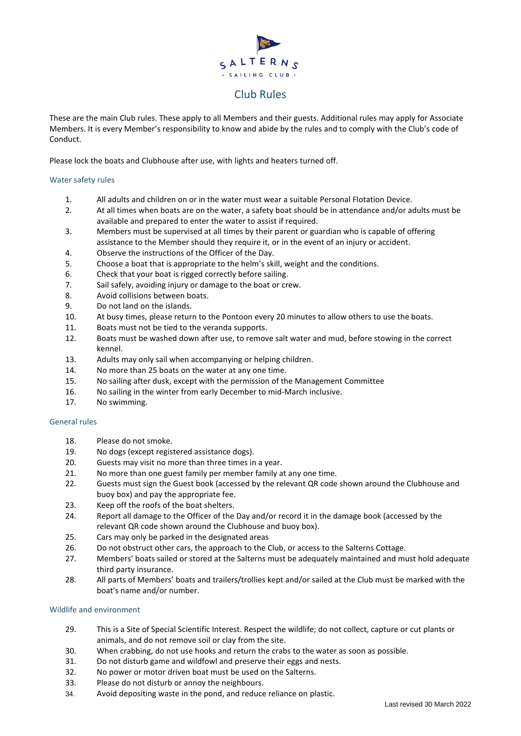SALTERNS

SAILING CLUB

# Club Rules

These are the main Club rules. These apply to all Members and their guests. Additional rules may apply for Associate Members. It is every Member's responsibility to know and abide by the rules and to comply with the Club's code of Conduct.

Please lock the boats and Clubhouse after use, with lights and heaters turned off.

## Water safety rules

1. All adults and children on or in the water must wear a suitable Personal Flotation Device.
2. At all times when boats are on the water, a safety boat should be in attendance and/or adults must be available and prepared to enter the water to assist if required.
3. Members must be supervised at all times by their parent or guardian who is capable of offering assistance to the Member should they require it, or in the event of an injury or accident.
4. Observe the instructions of the Officer of the Day.
5. Choose a boat that is appropriate to the helm's skill, weight and the conditions.
6. Check that your boat is rigged correctly before sailing.
7. Sail safely, avoiding injury or damage to the boat or crew.
8. Avoid collisions between boats.
9. Do not land on the islands.
10. At busy times, please return to the Pontoon every 20 minutes to allow others to use the boats.
11. Boats must not be tied to the veranda supports.
12. Boats must be washed down after use, to remove salt water and mud, before stowing in the correct kennel.
13. Adults may only sail when accompanying or helping children.
14. No more than 25 boats on the water at any one time.
15. No sailing after dusk, except with the permission of the Management Committee
16. No sailing in the winter from early December to mid-March inclusive.
17. No swimming.

## General rules

18. Please do not smoke.
19. No dogs (except registered assistance dogs).
20. Guests may visit no more than three times in a year.
21. No more than one guest family per member family at any one time.
22. Guests must sign the Guest book (accessed by the relevant QR code shown around the Clubhouse and buoy box) and pay the appropriate fee.
23. Keep off the roofs of the boat shelters.
24. Report all damage to the Officer of the Day and/or record it in the damage book (accessed by the relevant QR code shown around the Clubhouse and buoy box).
25. Cars may only be parked in the designated areas
26. Do not obstruct other cars, the approach to the Club, or access to the Salterns Cottage.
27. Members' boats sailed or stored at the Salterns must be adequately maintained and must hold adequate third party insurance.
28. All parts of Members' boats and trailers/trollies kept and/or sailed at the Club must be marked with the boat's name and/or number.

## Wildlife and environment

29. This is a Site of Special Scientific Interest. Respect the wildlife; do not collect, capture or cut plants or animals, and do not remove soil or clay from the site.
30. When crabbing, do not use hooks and return the crabs to the water as soon as possible.
31. Do not disturb game and wildfowl and preserve their eggs and nests.
32. No power or motor driven boat must be used on the Salterns.
33. Please do not disturb or annoy the neighbours.
34. Avoid depositing waste in the pond, and reduce reliance on plastic.

Last revised 30 March 2022